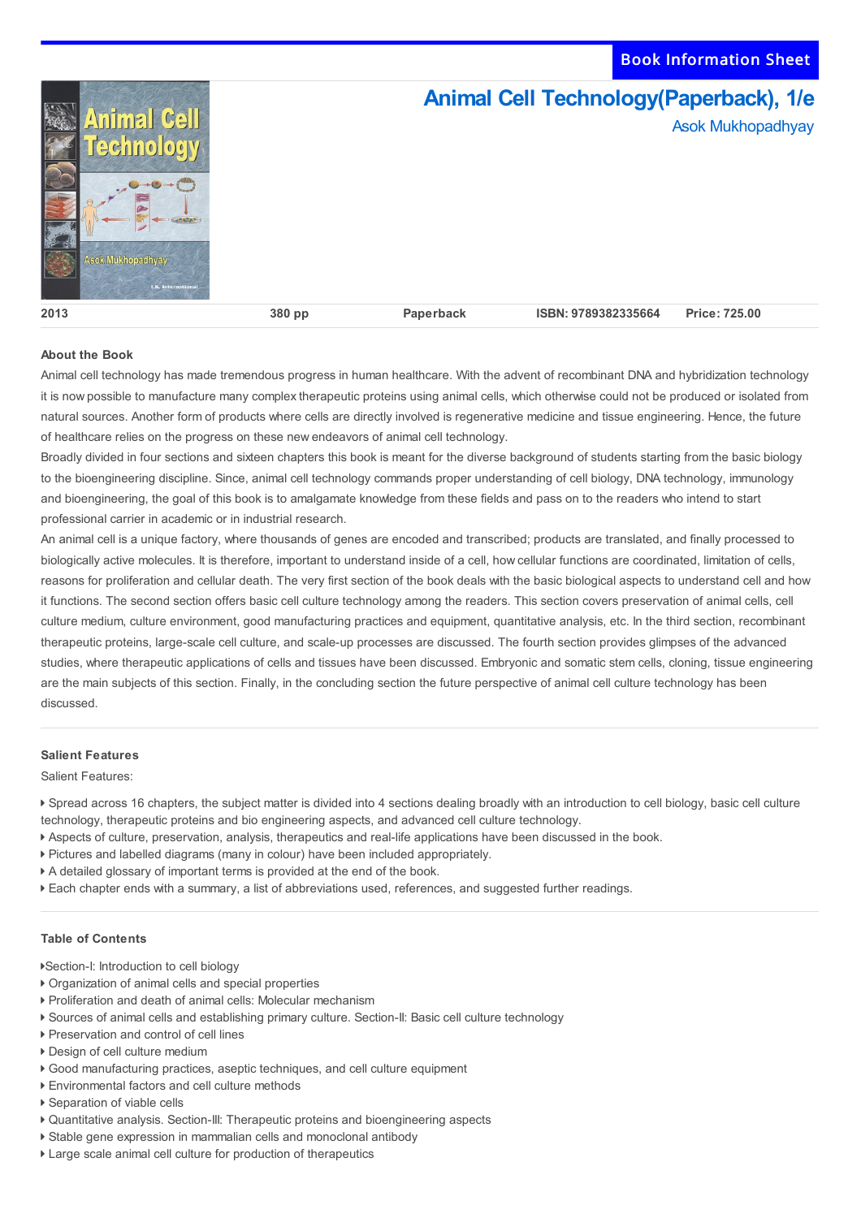Book Information Sheet

# Animal Cell Technology(Paperback), 1/e

Asok Mukhopadhyay

| 2013 | 380 pp | Paperback | ISBN: 9789382335664 | Price: 725.00 |
|---|---|---|---|---|

## About the Book

Animal cell technology has made tremendous progress in human healthcare. With the advent of recombinant DNA and hybridization technology it is now possible to manufacture many complex therapeutic proteins using animal cells, which otherwise could not be produced or isolated from natural sources. Another form of products where cells are directly involved is regenerative medicine and tissue engineering. Hence, the future of healthcare relies on the progress on these new endeavors of animal cell technology.

Broadly divided in four sections and sixteen chapters this book is meant for the diverse background of students starting from the basic biology to the bioengineering discipline. Since, animal cell technology commands proper understanding of cell biology, DNA technology, immunology and bioengineering, the goal of this book is to amalgamate knowledge from these fields and pass on to the readers who intend to start professional carrier in academic or in industrial research.

An animal cell is a unique factory, where thousands of genes are encoded and transcribed; products are translated, and finally processed to biologically active molecules. It is therefore, important to understand inside of a cell, how cellular functions are coordinated, limitation of cells, reasons for proliferation and cellular death. The very first section of the book deals with the basic biological aspects to understand cell and how it functions. The second section offers basic cell culture technology among the readers. This section covers preservation of animal cells, cell culture medium, culture environment, good manufacturing practices and equipment, quantitative analysis, etc. In the third section, recombinant therapeutic proteins, large-scale cell culture, and scale-up processes are discussed. The fourth section provides glimpses of the advanced studies, where therapeutic applications of cells and tissues have been discussed. Embryonic and somatic stem cells, cloning, tissue engineering are the main subjects of this section. Finally, in the concluding section the future perspective of animal cell culture technology has been discussed.

## Salient Features

Salient Features:

- Spread across 16 chapters, the subject matter is divided into 4 sections dealing broadly with an introduction to cell biology, basic cell culture technology, therapeutic proteins and bio engineering aspects, and advanced cell culture technology.
- Aspects of culture, preservation, analysis, therapeutics and real-life applications have been discussed in the book.
- Pictures and labelled diagrams (many in colour) have been included appropriately.
- A detailed glossary of important terms is provided at the end of the book.
- Each chapter ends with a summary, a list of abbreviations used, references, and suggested further readings.

## Table of Contents

- Section-I: Introduction to cell biology
- Organization of animal cells and special properties
- Proliferation and death of animal cells: Molecular mechanism
- Sources of animal cells and establishing primary culture. Section-II: Basic cell culture technology
- Preservation and control of cell lines
- Design of cell culture medium
- Good manufacturing practices, aseptic techniques, and cell culture equipment
- Environmental factors and cell culture methods
- Separation of viable cells
- Quantitative analysis. Section-III: Therapeutic proteins and bioengineering aspects
- Stable gene expression in mammalian cells and monoclonal antibody
- Large scale animal cell culture for production of therapeutics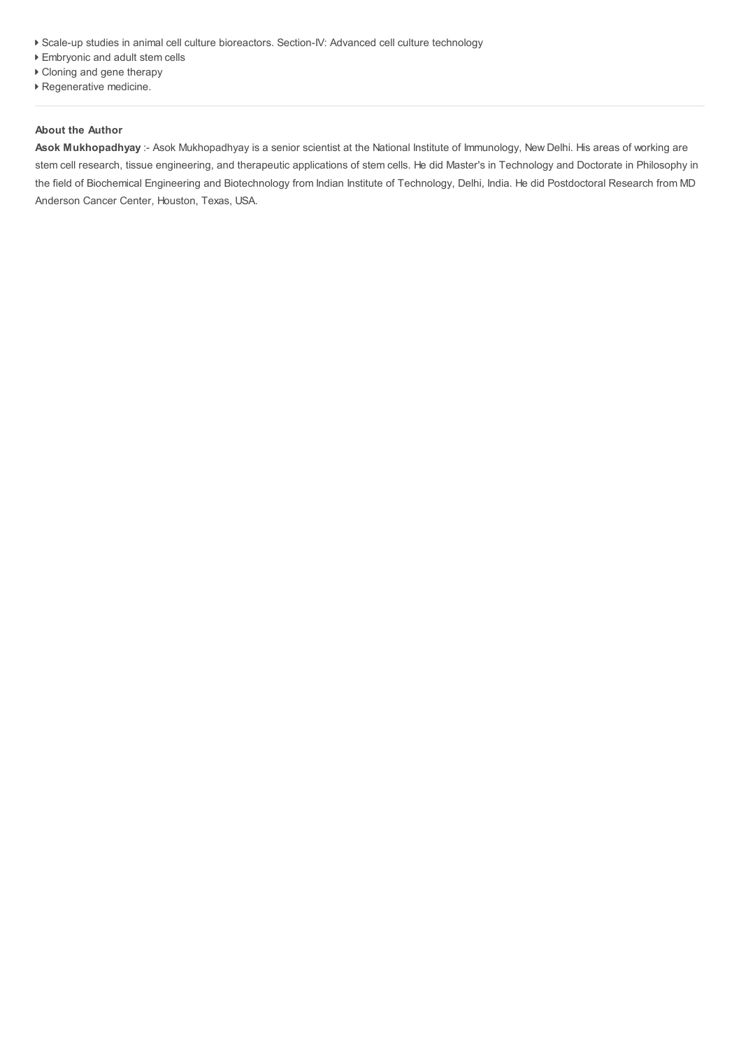- Scale-up studies in animal cell culture bioreactors. Section-IV: Advanced cell culture technology
- Embryonic and adult stem cells
- Cloning and gene therapy
- Regenerative medicine.

---

**About the Author**

**Asok Mukhopadhyay** :- Asok Mukhopadhyay is a senior scientist at the National Institute of Immunology, New Delhi. His areas of working are stem cell research, tissue engineering, and therapeutic applications of stem cells. He did Master's in Technology and Doctorate in Philosophy in the field of Biochemical Engineering and Biotechnology from Indian Institute of Technology, Delhi, India. He did Postdoctoral Research from MD Anderson Cancer Center, Houston, Texas, USA.